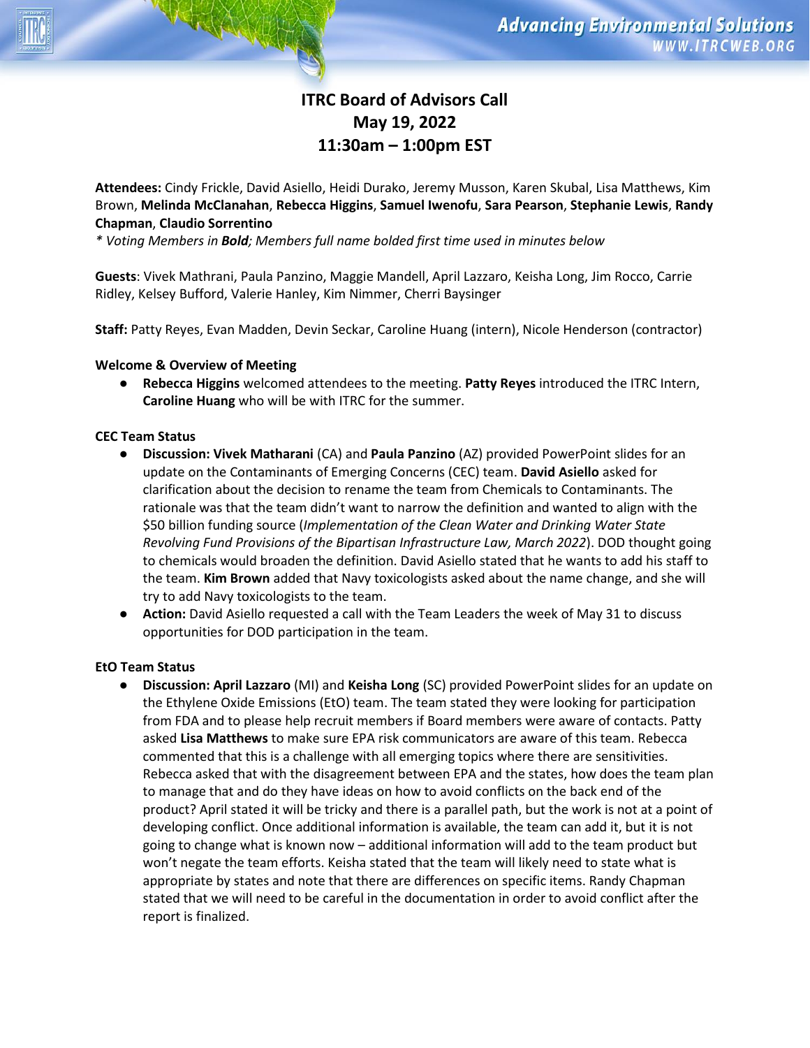# ITRC Board of Advisors Call
## May 19, 2022
## 11:30am – 1:00pm EST

**Attendees:** Cindy Frickle, David Asiello, Heidi Durako, Jeremy Musson, Karen Skubal, Lisa Matthews, Kim Brown, **Melinda McClanahan**, **Rebecca Higgins**, **Samuel Iwenofu**, **Sara Pearson**, **Stephanie Lewis**, **Randy Chapman**, **Claudio Sorrentino**

*\* Voting Members in **Bold**; Members full name bolded first time used in minutes below*

**Guests**: Vivek Mathrani, Paula Panzino, Maggie Mandell, April Lazzaro, Keisha Long, Jim Rocco, Carrie Ridley, Kelsey Bufford, Valerie Hanley, Kim Nimmer, Cherri Baysinger

**Staff:** Patty Reyes, Evan Madden, Devin Seckar, Caroline Huang (intern), Nicole Henderson (contractor)

**Welcome & Overview of Meeting**

- **Rebecca Higgins** welcomed attendees to the meeting. **Patty Reyes** introduced the ITRC Intern, **Caroline Huang** who will be with ITRC for the summer.

**CEC Team Status**

- **Discussion: Vivek Matharani** (CA) and **Paula Panzino** (AZ) provided PowerPoint slides for an update on the Contaminants of Emerging Concerns (CEC) team. **David Asiello** asked for clarification about the decision to rename the team from Chemicals to Contaminants. The rationale was that the team didn't want to narrow the definition and wanted to align with the $50 billion funding source (*Implementation of the Clean Water and Drinking Water State Revolving Fund Provisions of the Bipartisan Infrastructure Law, March 2022*). DOD thought going to chemicals would broaden the definition. David Asiello stated that he wants to add his staff to the team. **Kim Brown** added that Navy toxicologists asked about the name change, and she will try to add Navy toxicologists to the team.
- **Action:** David Asiello requested a call with the Team Leaders the week of May 31 to discuss opportunities for DOD participation in the team.

**EtO Team Status**

- **Discussion: April Lazzaro** (MI) and **Keisha Long** (SC) provided PowerPoint slides for an update on the Ethylene Oxide Emissions (EtO) team. The team stated they were looking for participation from FDA and to please help recruit members if Board members were aware of contacts. Patty asked **Lisa Matthews** to make sure EPA risk communicators are aware of this team. Rebecca commented that this is a challenge with all emerging topics where there are sensitivities. Rebecca asked that with the disagreement between EPA and the states, how does the team plan to manage that and do they have ideas on how to avoid conflicts on the back end of the product? April stated it will be tricky and there is a parallel path, but the work is not at a point of developing conflict. Once additional information is available, the team can add it, but it is not going to change what is known now – additional information will add to the team product but won't negate the team efforts. Keisha stated that the team will likely need to state what is appropriate by states and note that there are differences on specific items. Randy Chapman stated that we will need to be careful in the documentation in order to avoid conflict after the report is finalized.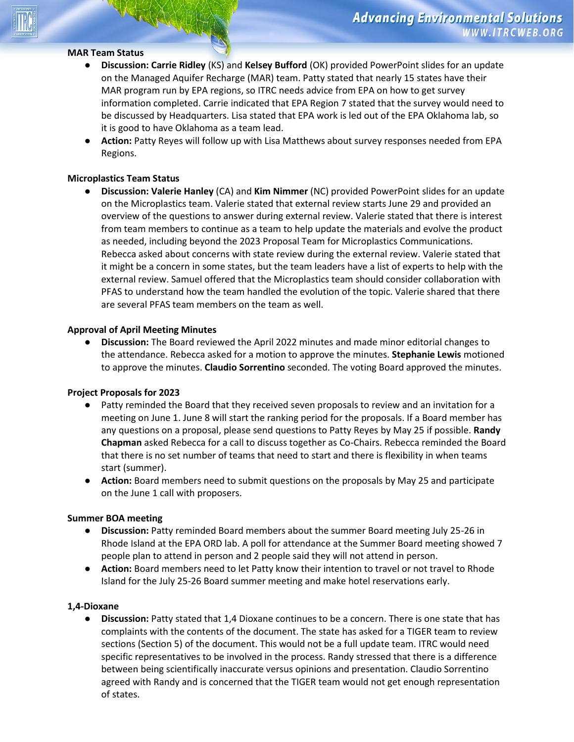**MAR Team Status**

- **Discussion: Carrie Ridley** (KS) and **Kelsey Bufford** (OK) provided PowerPoint slides for an update on the Managed Aquifer Recharge (MAR) team. Patty stated that nearly 15 states have their MAR program run by EPA regions, so ITRC needs advice from EPA on how to get survey information completed. Carrie indicated that EPA Region 7 stated that the survey would need to be discussed by Headquarters. Lisa stated that EPA work is led out of the EPA Oklahoma lab, so it is good to have Oklahoma as a team lead.
- **Action:** Patty Reyes will follow up with Lisa Matthews about survey responses needed from EPA Regions.

**Microplastics Team Status**

- **Discussion: Valerie Hanley** (CA) and **Kim Nimmer** (NC) provided PowerPoint slides for an update on the Microplastics team. Valerie stated that external review starts June 29 and provided an overview of the questions to answer during external review. Valerie stated that there is interest from team members to continue as a team to help update the materials and evolve the product as needed, including beyond the 2023 Proposal Team for Microplastics Communications. Rebecca asked about concerns with state review during the external review. Valerie stated that it might be a concern in some states, but the team leaders have a list of experts to help with the external review. Samuel offered that the Microplastics team should consider collaboration with PFAS to understand how the team handled the evolution of the topic. Valerie shared that there are several PFAS team members on the team as well.

**Approval of April Meeting Minutes**

- **Discussion:** The Board reviewed the April 2022 minutes and made minor editorial changes to the attendance. Rebecca asked for a motion to approve the minutes. **Stephanie Lewis** motioned to approve the minutes. **Claudio Sorrentino** seconded. The voting Board approved the minutes.

**Project Proposals for 2023**

- Patty reminded the Board that they received seven proposals to review and an invitation for a meeting on June 1. June 8 will start the ranking period for the proposals. If a Board member has any questions on a proposal, please send questions to Patty Reyes by May 25 if possible. **Randy Chapman** asked Rebecca for a call to discuss together as Co-Chairs. Rebecca reminded the Board that there is no set number of teams that need to start and there is flexibility in when teams start (summer).
- **Action:** Board members need to submit questions on the proposals by May 25 and participate on the June 1 call with proposers.

**Summer BOA meeting**

- **Discussion:** Patty reminded Board members about the summer Board meeting July 25-26 in Rhode Island at the EPA ORD lab. A poll for attendance at the Summer Board meeting showed 7 people plan to attend in person and 2 people said they will not attend in person.
- **Action:** Board members need to let Patty know their intention to travel or not travel to Rhode Island for the July 25-26 Board summer meeting and make hotel reservations early.

**1,4-Dioxane**

- **Discussion:** Patty stated that 1,4 Dioxane continues to be a concern. There is one state that has complaints with the contents of the document. The state has asked for a TIGER team to review sections (Section 5) of the document. This would not be a full update team. ITRC would need specific representatives to be involved in the process. Randy stressed that there is a difference between being scientifically inaccurate versus opinions and presentation. Claudio Sorrentino agreed with Randy and is concerned that the TIGER team would not get enough representation of states.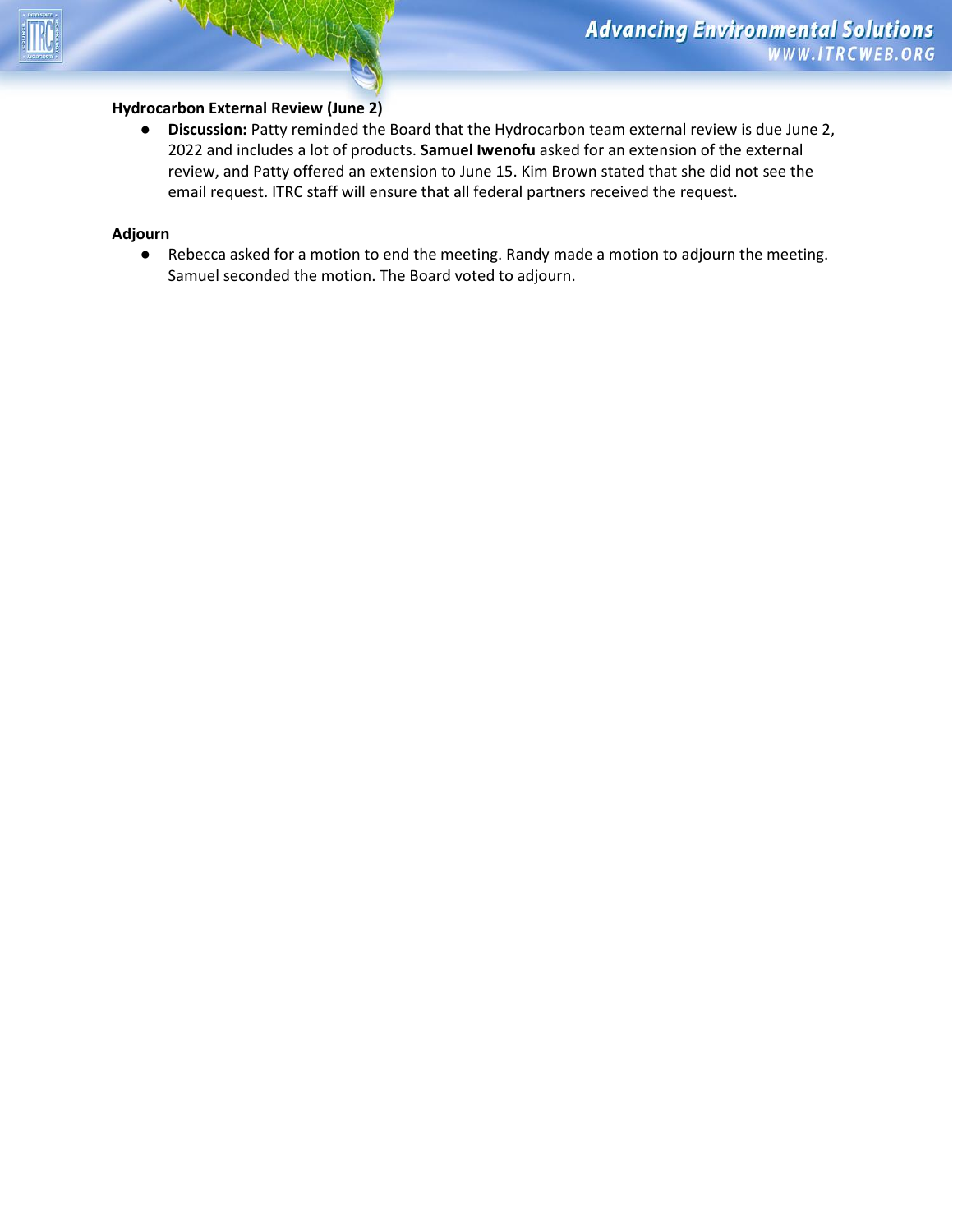**Hydrocarbon External Review (June 2)**

- **Discussion:** Patty reminded the Board that the Hydrocarbon team external review is due June 2, 2022 and includes a lot of products. **Samuel Iwenofu** asked for an extension of the external review, and Patty offered an extension to June 15. Kim Brown stated that she did not see the email request. ITRC staff will ensure that all federal partners received the request.

**Adjourn**

- Rebecca asked for a motion to end the meeting. Randy made a motion to adjourn the meeting. Samuel seconded the motion. The Board voted to adjourn.